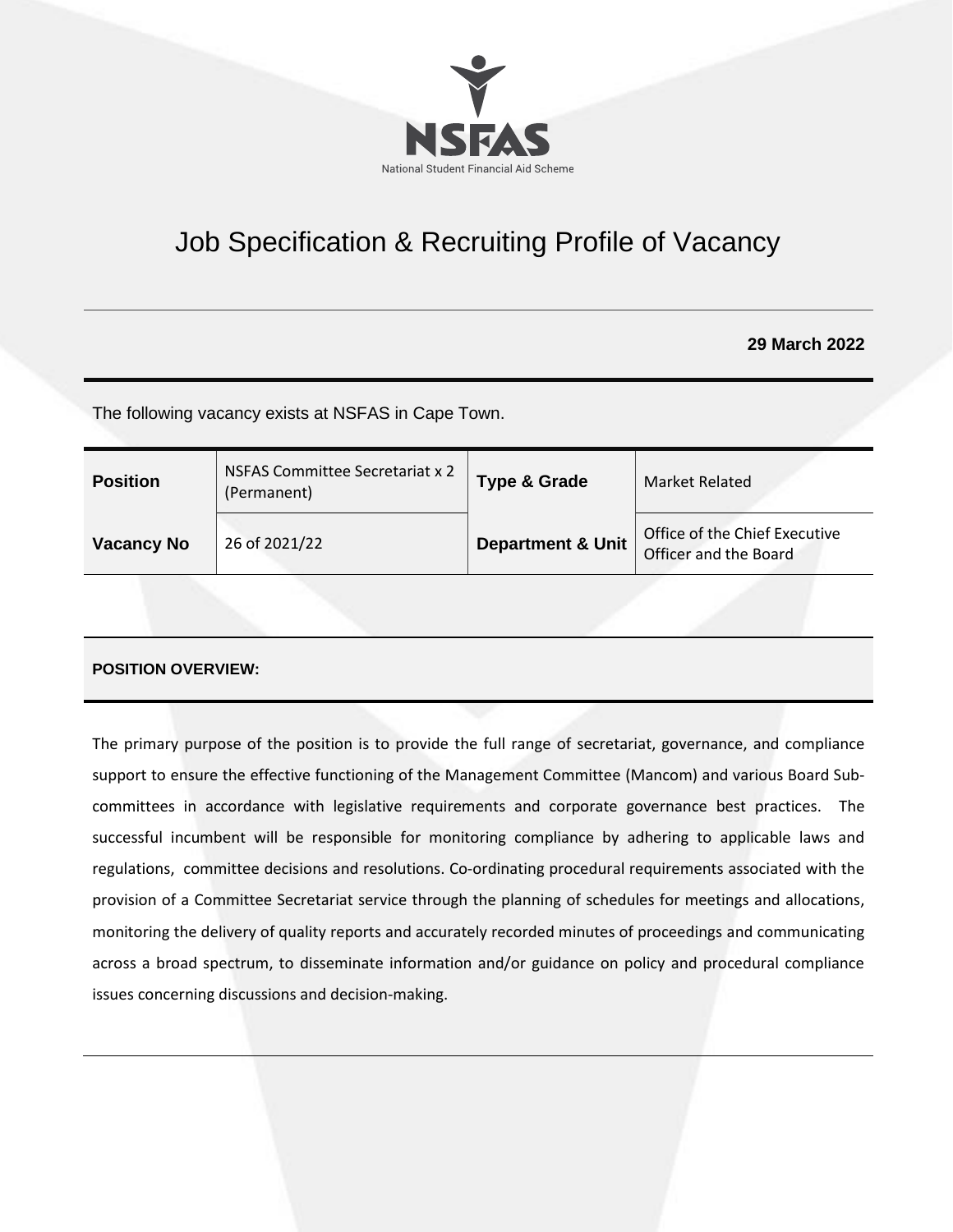NSFAS

National Student Financial Aid Scheme

# Job Specification & Recruiting Profile of Vacancy

**29 March 2022**

The following vacancy exists at NSFAS in Cape Town.

| **Position** | NSFAS Committee Secretariat x 2 (Permanent) | **Type & Grade** | Market Related |
|---|---|---|---|
| **Vacancy No** | 26 of 2021/22 | **Department & Unit** | Office of the Chief Executive Officer and the Board |

**POSITION OVERVIEW:**

The primary purpose of the position is to provide the full range of secretariat, governance, and compliance support to ensure the effective functioning of the Management Committee (Mancom) and various Board Sub-committees in accordance with legislative requirements and corporate governance best practices. The successful incumbent will be responsible for monitoring compliance by adhering to applicable laws and regulations, committee decisions and resolutions. Co-ordinating procedural requirements associated with the provision of a Committee Secretariat service through the planning of schedules for meetings and allocations, monitoring the delivery of quality reports and accurately recorded minutes of proceedings and communicating across a broad spectrum, to disseminate information and/or guidance on policy and procedural compliance issues concerning discussions and decision-making.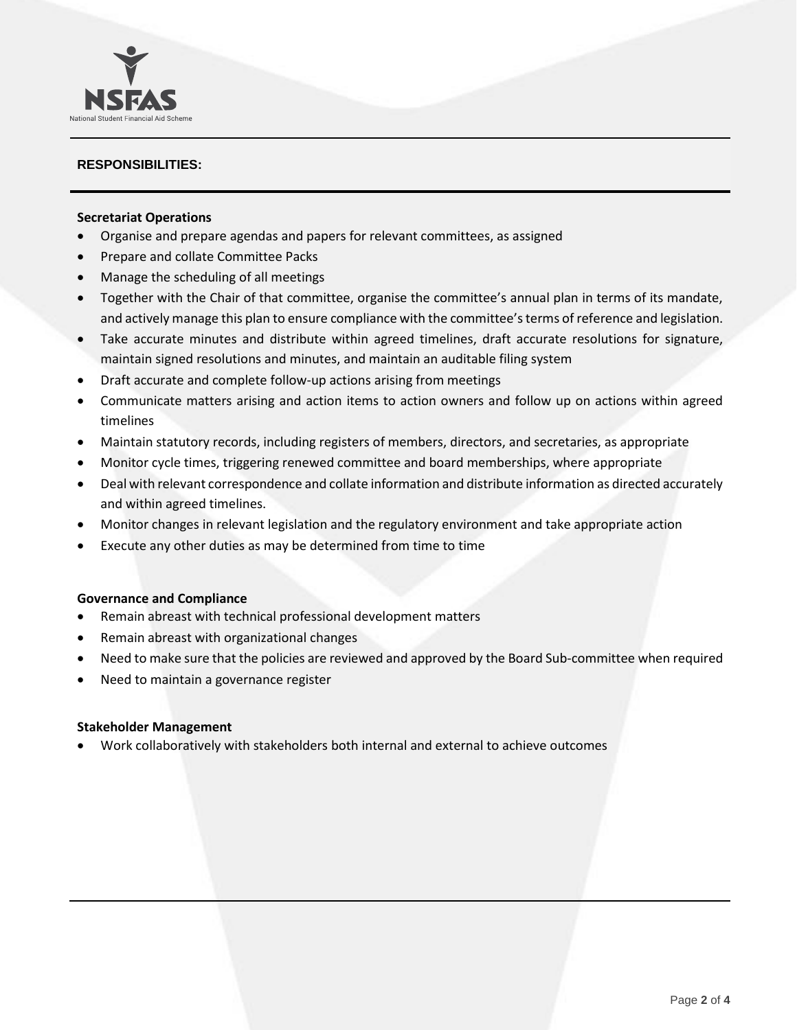## RESPONSIBILITIES:

**Secretariat Operations**

- Organise and prepare agendas and papers for relevant committees, as assigned
- Prepare and collate Committee Packs
- Manage the scheduling of all meetings
- Together with the Chair of that committee, organise the committee's annual plan in terms of its mandate, and actively manage this plan to ensure compliance with the committee's terms of reference and legislation.
- Take accurate minutes and distribute within agreed timelines, draft accurate resolutions for signature, maintain signed resolutions and minutes, and maintain an auditable filing system
- Draft accurate and complete follow-up actions arising from meetings
- Communicate matters arising and action items to action owners and follow up on actions within agreed timelines
- Maintain statutory records, including registers of members, directors, and secretaries, as appropriate
- Monitor cycle times, triggering renewed committee and board memberships, where appropriate
- Deal with relevant correspondence and collate information and distribute information as directed accurately and within agreed timelines.
- Monitor changes in relevant legislation and the regulatory environment and take appropriate action
- Execute any other duties as may be determined from time to time

**Governance and Compliance**

- Remain abreast with technical professional development matters
- Remain abreast with organizational changes
- Need to make sure that the policies are reviewed and approved by the Board Sub-committee when required
- Need to maintain a governance register

**Stakeholder Management**

- Work collaboratively with stakeholders both internal and external to achieve outcomes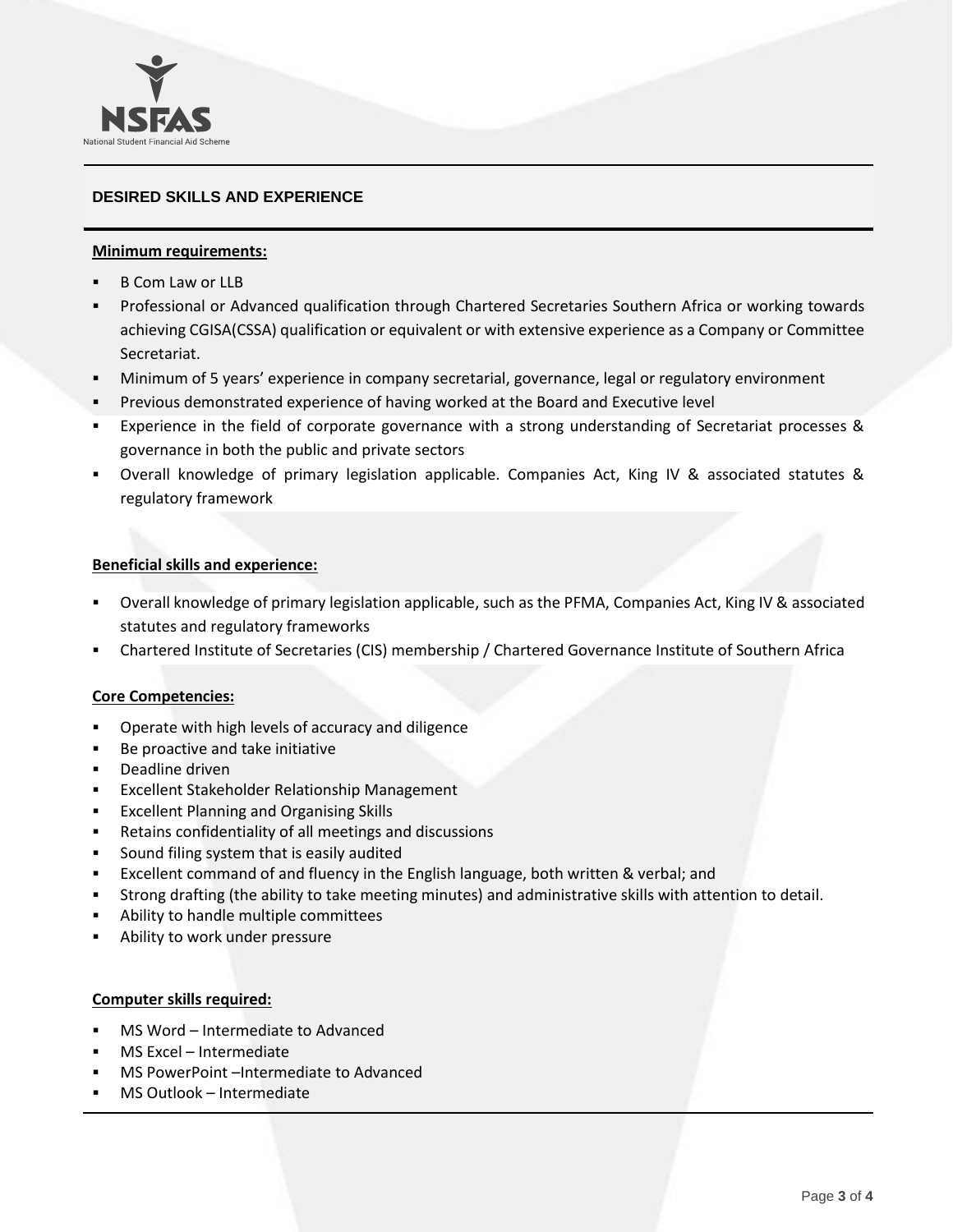## DESIRED SKILLS AND EXPERIENCE

**Minimum requirements:**

- B Com Law or LLB
- Professional or Advanced qualification through Chartered Secretaries Southern Africa or working towards achieving CGISA(CSSA) qualification or equivalent or with extensive experience as a Company or Committee Secretariat.
- Minimum of 5 years' experience in company secretarial, governance, legal or regulatory environment
- Previous demonstrated experience of having worked at the Board and Executive level
- Experience in the field of corporate governance with a strong understanding of Secretariat processes & governance in both the public and private sectors
- Overall knowledge of primary legislation applicable. Companies Act, King IV & associated statutes & regulatory framework

**Beneficial skills and experience:**

- Overall knowledge of primary legislation applicable, such as the PFMA, Companies Act, King IV & associated statutes and regulatory frameworks
- Chartered Institute of Secretaries (CIS) membership / Chartered Governance Institute of Southern Africa

**Core Competencies:**

- Operate with high levels of accuracy and diligence
- Be proactive and take initiative
- Deadline driven
- Excellent Stakeholder Relationship Management
- Excellent Planning and Organising Skills
- Retains confidentiality of all meetings and discussions
- Sound filing system that is easily audited
- Excellent command of and fluency in the English language, both written & verbal; and
- Strong drafting (the ability to take meeting minutes) and administrative skills with attention to detail.
- Ability to handle multiple committees
- Ability to work under pressure

**Computer skills required:**

- MS Word – Intermediate to Advanced
- MS Excel – Intermediate
- MS PowerPoint –Intermediate to Advanced
- MS Outlook – Intermediate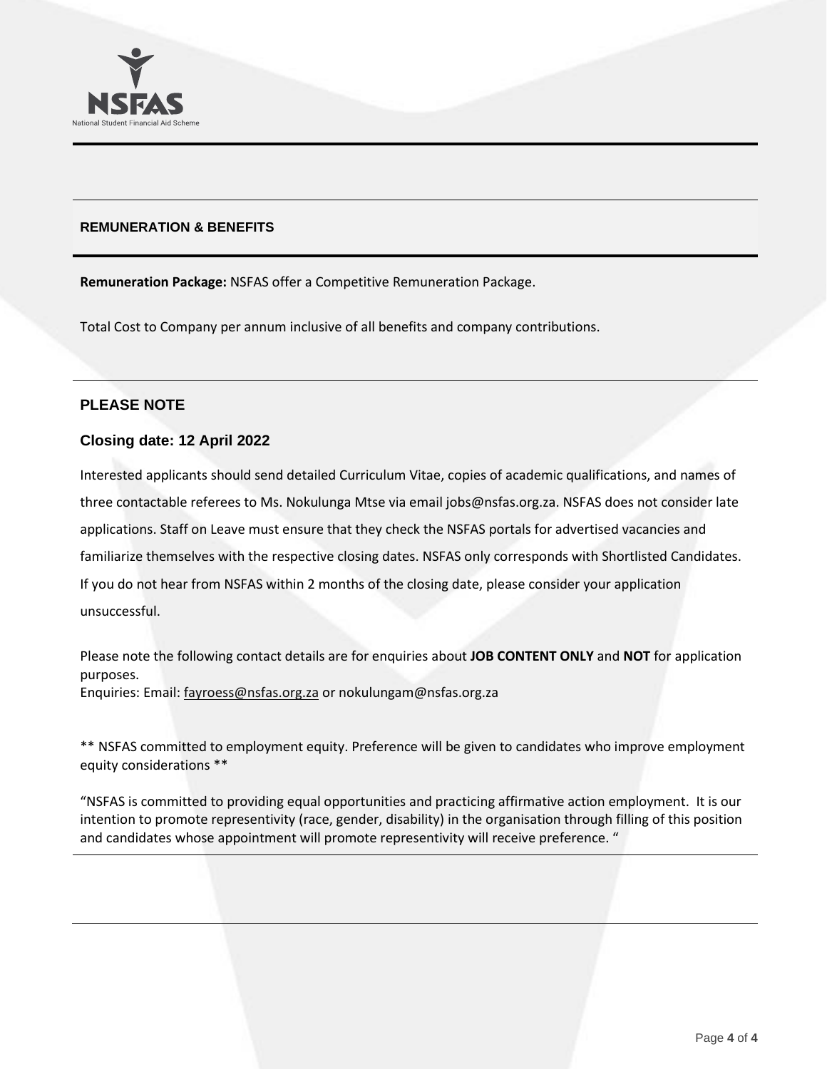## REMUNERATION & BENEFITS

**Remuneration Package:** NSFAS offer a Competitive Remuneration Package.

Total Cost to Company per annum inclusive of all benefits and company contributions.

## PLEASE NOTE

### Closing date: 12 April 2022

Interested applicants should send detailed Curriculum Vitae, copies of academic qualifications, and names of three contactable referees to Ms. Nokulunga Mtse via email jobs@nsfas.org.za. NSFAS does not consider late applications. Staff on Leave must ensure that they check the NSFAS portals for advertised vacancies and familiarize themselves with the respective closing dates. NSFAS only corresponds with Shortlisted Candidates. If you do not hear from NSFAS within 2 months of the closing date, please consider your application unsuccessful.

Please note the following contact details are for enquiries about **JOB CONTENT ONLY** and **NOT** for application purposes.
Enquiries: Email: fayroess@nsfas.org.za or nokulungam@nsfas.org.za

** NSFAS committed to employment equity. Preference will be given to candidates who improve employment equity considerations **

"NSFAS is committed to providing equal opportunities and practicing affirmative action employment. It is our intention to promote representivity (race, gender, disability) in the organisation through filling of this position and candidates whose appointment will promote representivity will receive preference. "